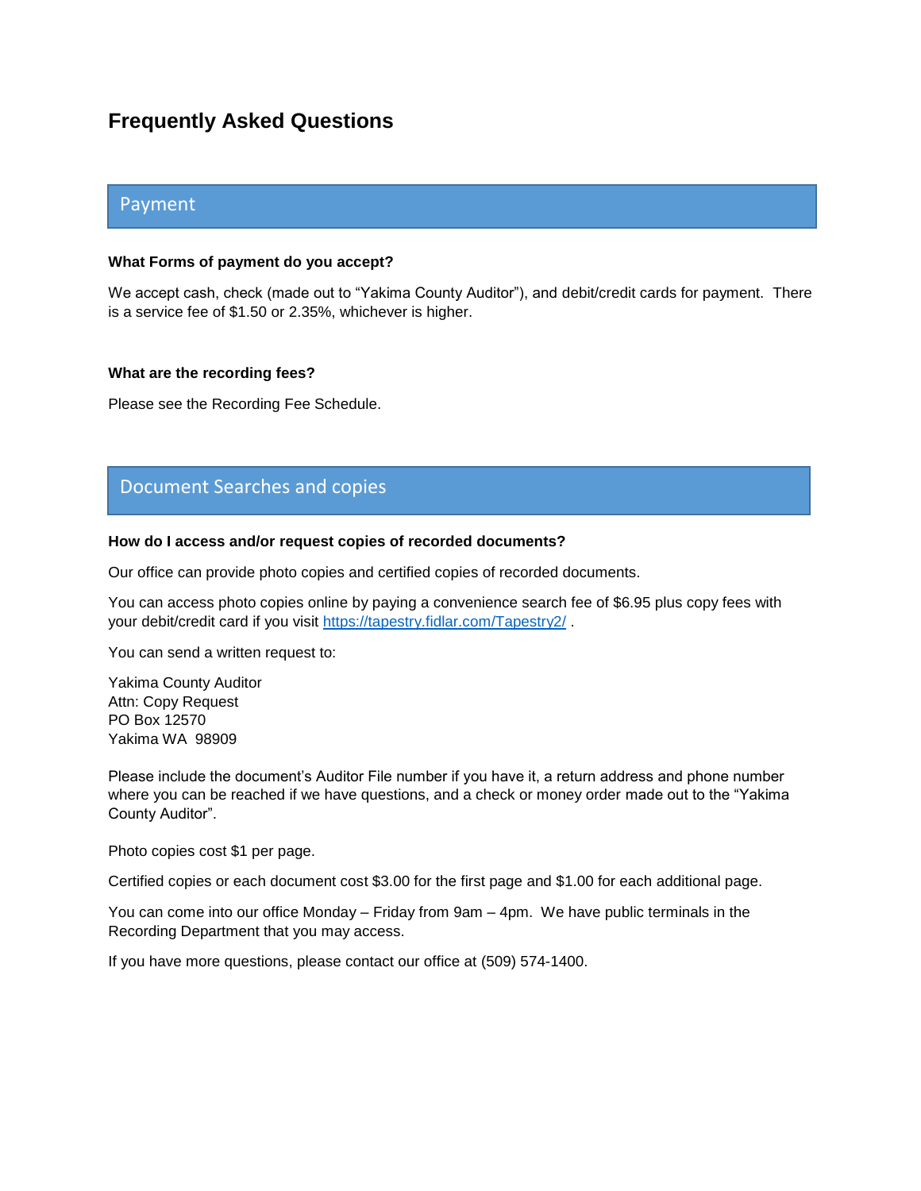# Frequently Asked Questions

## Payment

**What Forms of payment do you accept?**

We accept cash, check (made out to "Yakima County Auditor"), and debit/credit cards for payment. There is a service fee of $1.50 or 2.35%, whichever is higher.

**What are the recording fees?**

Please see the Recording Fee Schedule.

## Document Searches and copies

**How do I access and/or request copies of recorded documents?**

Our office can provide photo copies and certified copies of recorded documents.

You can access photo copies online by paying a convenience search fee of $6.95 plus copy fees with your debit/credit card if you visit [https://tapestry.fidlar.com/Tapestry2/](https://tapestry.fidlar.com/Tapestry2/) .

You can send a written request to:

Yakima County Auditor
Attn: Copy Request
PO Box 12570
Yakima WA 98909

Please include the document's Auditor File number if you have it, a return address and phone number where you can be reached if we have questions, and a check or money order made out to the "Yakima County Auditor".

Photo copies cost $1 per page.

Certified copies or each document cost $3.00 for the first page and $1.00 for each additional page.

You can come into our office Monday – Friday from 9am – 4pm. We have public terminals in the Recording Department that you may access.

If you have more questions, please contact our office at (509) 574-1400.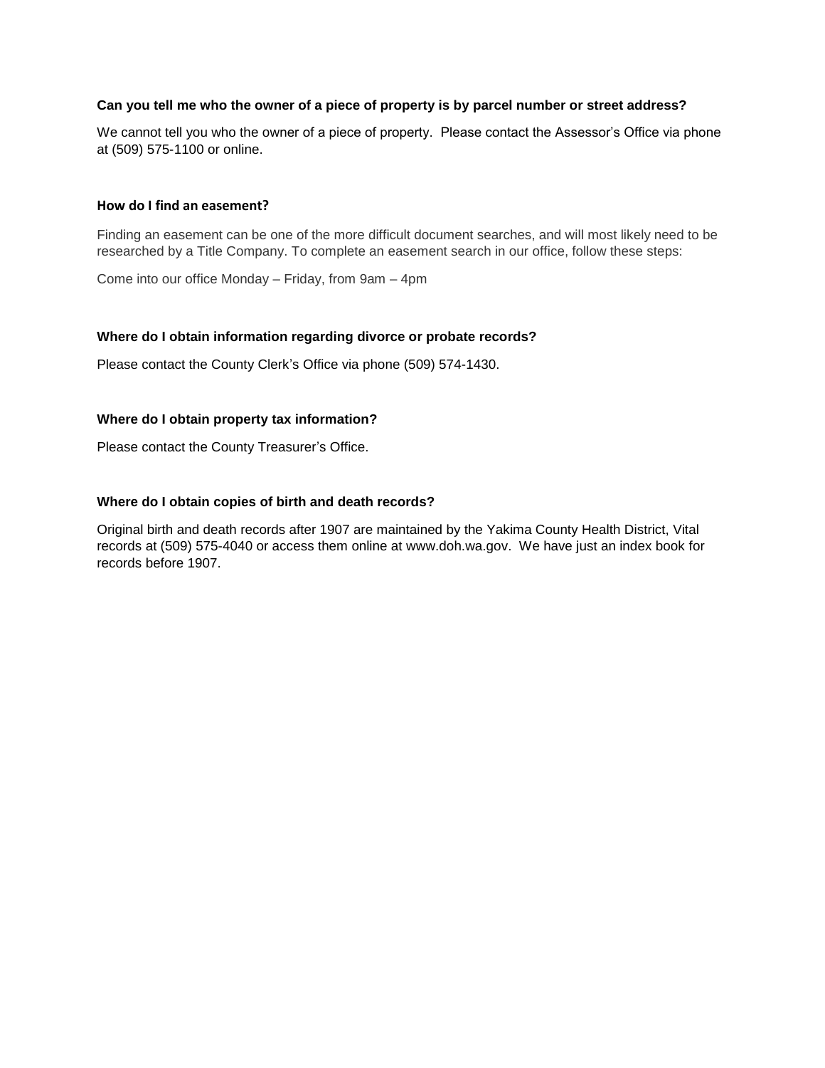**Can you tell me who the owner of a piece of property is by parcel number or street address?**

We cannot tell you who the owner of a piece of property. Please contact the Assessor's Office via phone at (509) 575-1100 or online.

**How do I find an easement?**

Finding an easement can be one of the more difficult document searches, and will most likely need to be researched by a Title Company. To complete an easement search in our office, follow these steps:

Come into our office Monday – Friday, from 9am – 4pm

**Where do I obtain information regarding divorce or probate records?**

Please contact the County Clerk's Office via phone (509) 574-1430.

**Where do I obtain property tax information?**

Please contact the County Treasurer's Office.

**Where do I obtain copies of birth and death records?**

Original birth and death records after 1907 are maintained by the Yakima County Health District, Vital records at (509) 575-4040 or access them online at www.doh.wa.gov. We have just an index book for records before 1907.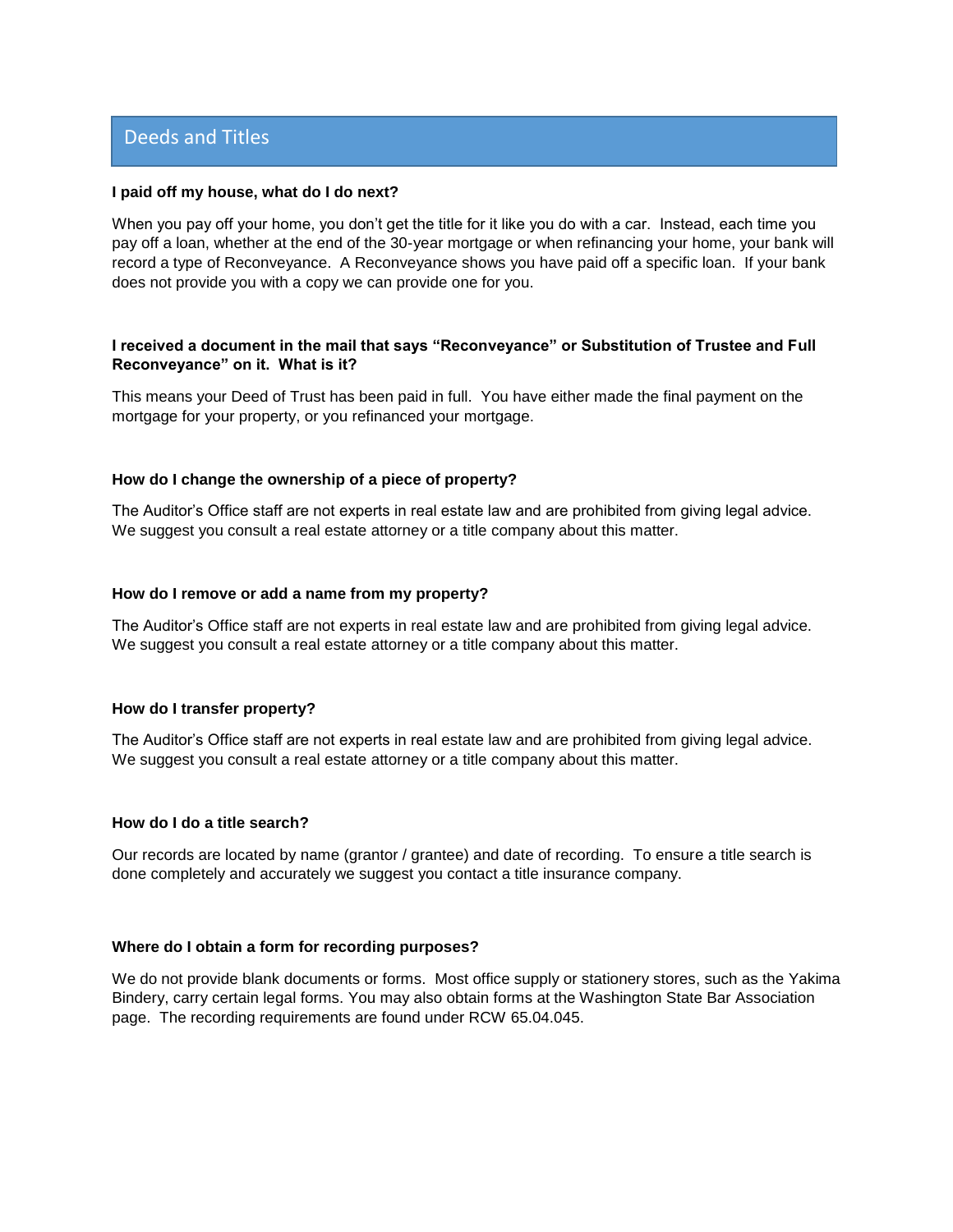## Deeds and Titles

**I paid off my house, what do I do next?**

When you pay off your home, you don't get the title for it like you do with a car. Instead, each time you pay off a loan, whether at the end of the 30-year mortgage or when refinancing your home, your bank will record a type of Reconveyance. A Reconveyance shows you have paid off a specific loan. If your bank does not provide you with a copy we can provide one for you.

**I received a document in the mail that says "Reconveyance" or Substitution of Trustee and Full Reconveyance" on it. What is it?**

This means your Deed of Trust has been paid in full. You have either made the final payment on the mortgage for your property, or you refinanced your mortgage.

**How do I change the ownership of a piece of property?**

The Auditor's Office staff are not experts in real estate law and are prohibited from giving legal advice. We suggest you consult a real estate attorney or a title company about this matter.

**How do I remove or add a name from my property?**

The Auditor's Office staff are not experts in real estate law and are prohibited from giving legal advice. We suggest you consult a real estate attorney or a title company about this matter.

**How do I transfer property?**

The Auditor's Office staff are not experts in real estate law and are prohibited from giving legal advice. We suggest you consult a real estate attorney or a title company about this matter.

**How do I do a title search?**

Our records are located by name (grantor / grantee) and date of recording. To ensure a title search is done completely and accurately we suggest you contact a title insurance company.

**Where do I obtain a form for recording purposes?**

We do not provide blank documents or forms. Most office supply or stationery stores, such as the Yakima Bindery, carry certain legal forms. You may also obtain forms at the Washington State Bar Association page. The recording requirements are found under RCW 65.04.045.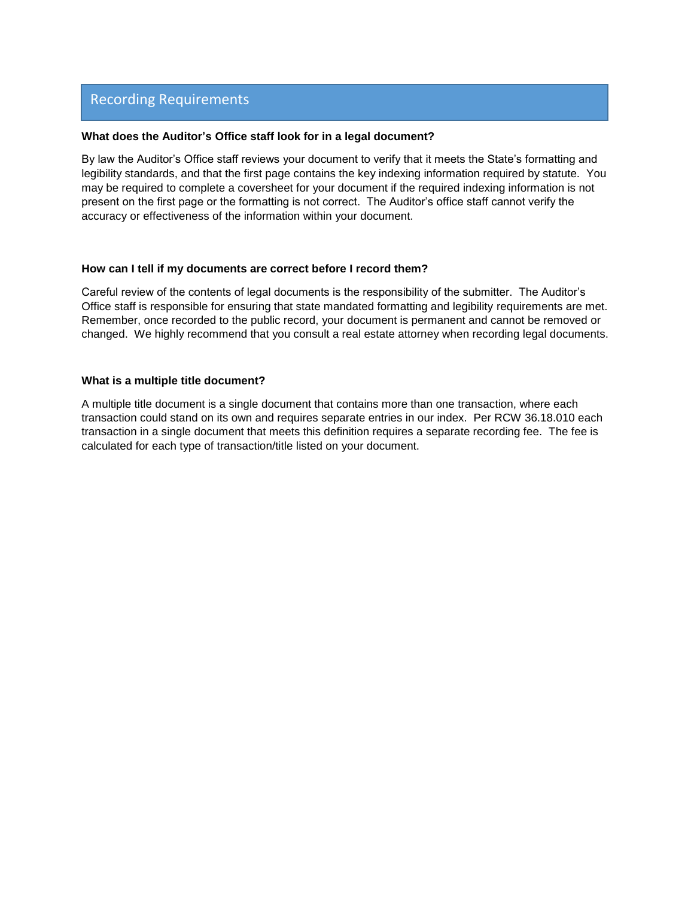## Recording Requirements

**What does the Auditor's Office staff look for in a legal document?**

By law the Auditor's Office staff reviews your document to verify that it meets the State's formatting and legibility standards, and that the first page contains the key indexing information required by statute. You may be required to complete a coversheet for your document if the required indexing information is not present on the first page or the formatting is not correct. The Auditor's office staff cannot verify the accuracy or effectiveness of the information within your document.

**How can I tell if my documents are correct before I record them?**

Careful review of the contents of legal documents is the responsibility of the submitter. The Auditor's Office staff is responsible for ensuring that state mandated formatting and legibility requirements are met. Remember, once recorded to the public record, your document is permanent and cannot be removed or changed. We highly recommend that you consult a real estate attorney when recording legal documents.

**What is a multiple title document?**

A multiple title document is a single document that contains more than one transaction, where each transaction could stand on its own and requires separate entries in our index. Per RCW 36.18.010 each transaction in a single document that meets this definition requires a separate recording fee. The fee is calculated for each type of transaction/title listed on your document.